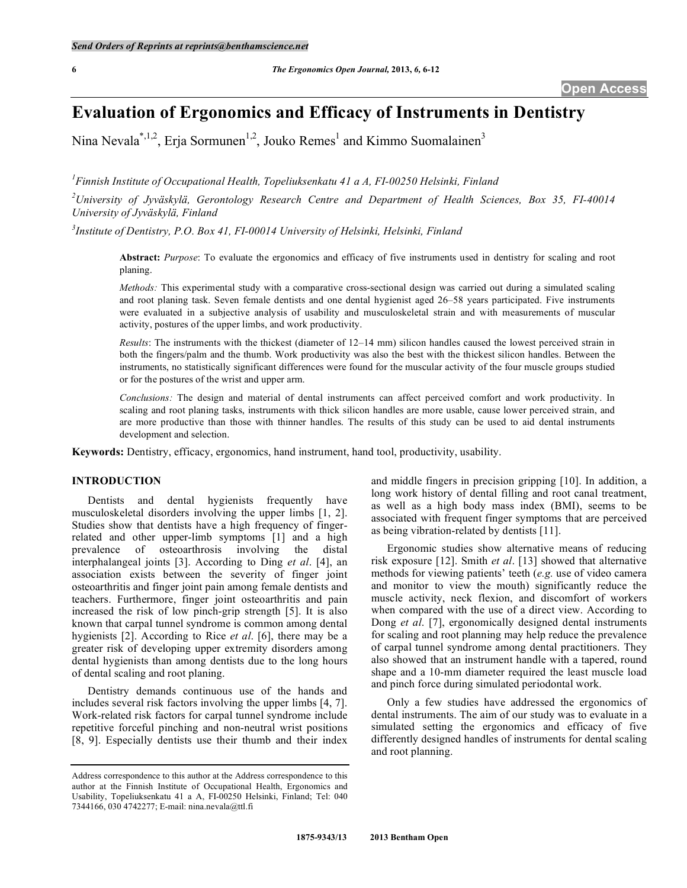# Evaluation of Ergonomics and Efficacy of Instruments in Dentistry

Nina Nevala[*,1,2], Erja Sormunen[1,2], Jouko Remes[1] and Kimmo Suomalainen[3]

[1]*Finnish Institute of Occupational Health, Topeliuksenkatu 41 a A, FI-00250 Helsinki, Finland*

[2]*University of Jyväskylä, Gerontology Research Centre and Department of Health Sciences, Box 35, FI-40014 University of Jyväskylä, Finland*

[3]*Institute of Dentistry, P.O. Box 41, FI-00014 University of Helsinki, Helsinki, Finland*

**Abstract:** *Purpose*: To evaluate the ergonomics and efficacy of five instruments used in dentistry for scaling and root planing.

*Methods:* This experimental study with a comparative cross-sectional design was carried out during a simulated scaling and root planing task. Seven female dentists and one dental hygienist aged 26–58 years participated. Five instruments were evaluated in a subjective analysis of usability and musculoskeletal strain and with measurements of muscular activity, postures of the upper limbs, and work productivity.

*Results*: The instruments with the thickest (diameter of 12–14 mm) silicon handles caused the lowest perceived strain in both the fingers/palm and the thumb. Work productivity was also the best with the thickest silicon handles. Between the instruments, no statistically significant differences were found for the muscular activity of the four muscle groups studied or for the postures of the wrist and upper arm.

*Conclusions:* The design and material of dental instruments can affect perceived comfort and work productivity. In scaling and root planing tasks, instruments with thick silicon handles are more usable, cause lower perceived strain, and are more productive than those with thinner handles. The results of this study can be used to aid dental instruments development and selection.

**Keywords:** Dentistry, efficacy, ergonomics, hand instrument, hand tool, productivity, usability.

## INTRODUCTION

Dentists and dental hygienists frequently have musculoskeletal disorders involving the upper limbs [1, 2]. Studies show that dentists have a high frequency of finger-related and other upper-limb symptoms [1] and a high prevalence of osteoarthrosis involving the distal interphalangeal joints [3]. According to Ding *et al*. [4], an association exists between the severity of finger joint osteoarthritis and finger joint pain among female dentists and teachers. Furthermore, finger joint osteoarthritis and pain increased the risk of low pinch-grip strength [5]. It is also known that carpal tunnel syndrome is common among dental hygienists [2]. According to Rice *et al*. [6], there may be a greater risk of developing upper extremity disorders among dental hygienists than among dentists due to the long hours of dental scaling and root planing.

Dentistry demands continuous use of the hands and includes several risk factors involving the upper limbs [4, 7]. Work-related risk factors for carpal tunnel syndrome include repetitive forceful pinching and non-neutral wrist positions [8, 9]. Especially dentists use their thumb and their index and middle fingers in precision gripping [10]. In addition, a long work history of dental filling and root canal treatment, as well as a high body mass index (BMI), seems to be associated with frequent finger symptoms that are perceived as being vibration-related by dentists [11].

Ergonomic studies show alternative means of reducing risk exposure [12]. Smith *et al*. [13] showed that alternative methods for viewing patients' teeth (*e.g.* use of video camera and monitor to view the mouth) significantly reduce the muscle activity, neck flexion, and discomfort of workers when compared with the use of a direct view. According to Dong *et al*. [7], ergonomically designed dental instruments for scaling and root planning may help reduce the prevalence of carpal tunnel syndrome among dental practitioners. They also showed that an instrument handle with a tapered, round shape and a 10-mm diameter required the least muscle load and pinch force during simulated periodontal work.

Only a few studies have addressed the ergonomics of dental instruments. The aim of our study was to evaluate in a simulated setting the ergonomics and efficacy of five differently designed handles of instruments for dental scaling and root planning.

Address correspondence to this author at the Address correspondence to this author at the Finnish Institute of Occupational Health, Ergonomics and Usability, Topeliuksenkatu 41 a A, FI-00250 Helsinki, Finland; Tel: 040 7344166, 030 4742277; E-mail: nina.nevala@ttl.fi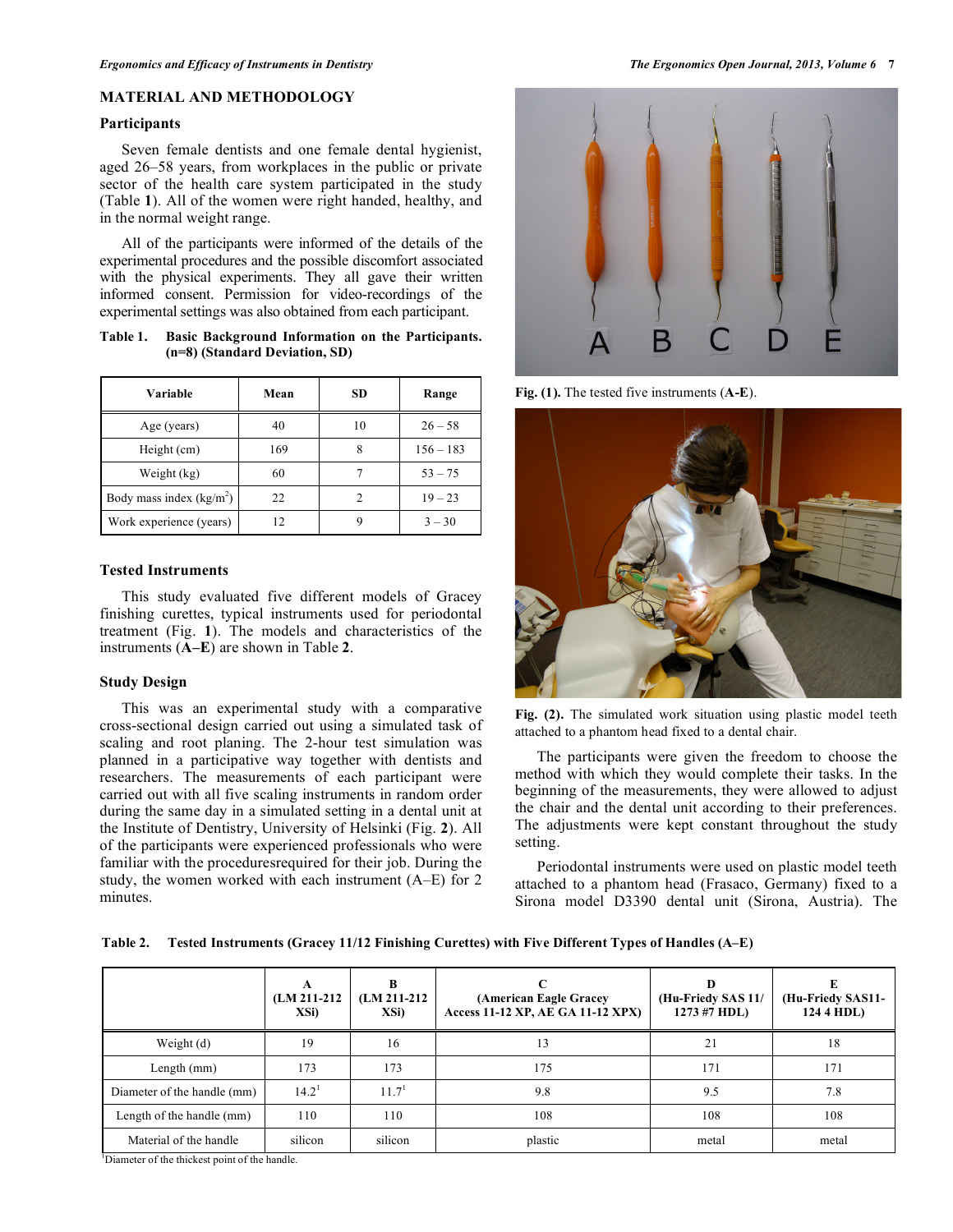## MATERIAL AND METHODOLOGY

### Participants

Seven female dentists and one female dental hygienist, aged 26–58 years, from workplaces in the public or private sector of the health care system participated in the study (Table **1**). All of the women were right handed, healthy, and in the normal weight range.

All of the participants were informed of the details of the experimental procedures and the possible discomfort associated with the physical experiments. They all gave their written informed consent. Permission for video-recordings of the experimental settings was also obtained from each participant.

**Table 1. Basic Background Information on the Participants. (n=8) (Standard Deviation, SD)**

| Variable | Mean | SD | Range |
|---|---|---|---|
| Age (years) | 40 | 10 | 26 – 58 |
| Height (cm) | 169 | 8 | 156 – 183 |
| Weight (kg) | 60 | 7 | 53 – 75 |
| Body mass index (kg/m$^2$) | 22 | 2 | 19 – 23 |
| Work experience (years) | 12 | 9 | 3 – 30 |

### Tested Instruments

This study evaluated five different models of Gracey finishing curettes, typical instruments used for periodontal treatment (Fig. **1**). The models and characteristics of the instruments (**A–E**) are shown in Table **2**.

### Study Design

This was an experimental study with a comparative cross-sectional design carried out using a simulated task of scaling and root planing. The 2-hour test simulation was planned in a participative way together with dentists and researchers. The measurements of each participant were carried out with all five scaling instruments in random order during the same day in a simulated setting in a dental unit at the Institute of Dentistry, University of Helsinki (Fig. **2**). All of the participants were experienced professionals who were familiar with the proceduresrequired for their job. During the study, the women worked with each instrument (A–E) for 2 minutes.

**Fig. (1).** The tested five instruments (**A-E**).

**Fig. (2).** The simulated work situation using plastic model teeth attached to a phantom head fixed to a dental chair.

The participants were given the freedom to choose the method with which they would complete their tasks. In the beginning of the measurements, they were allowed to adjust the chair and the dental unit according to their preferences. The adjustments were kept constant throughout the study setting.

Periodontal instruments were used on plastic model teeth attached to a phantom head (Frasaco, Germany) fixed to a Sirona model D3390 dental unit (Sirona, Austria). The

**Table 2. Tested Instruments (Gracey 11/12 Finishing Curettes) with Five Different Types of Handles (A–E)**

| | A (LM 211-212 XSi) | B (LM 211-212 XSi) | C (American Eagle Gracey Access 11-12 XP, AE GA 11-12 XPX) | D (Hu-Friedy SAS 11/ 1273 #7 HDL) | E (Hu-Friedy SAS11-124 4 HDL) |
|---|---|---|---|---|---|
| Weight (d) | 19 | 16 | 13 | 21 | 18 |
| Length (mm) | 173 | 173 | 175 | 171 | 171 |
| Diameter of the handle (mm) | 14.2[1] | 11.7[1] | 9.8 | 9.5 | 7.8 |
| Length of the handle (mm) | 110 | 110 | 108 | 108 | 108 |
| Material of the handle | silicon | silicon | plastic | metal | metal |

[1]Diameter of the thickest point of the handle.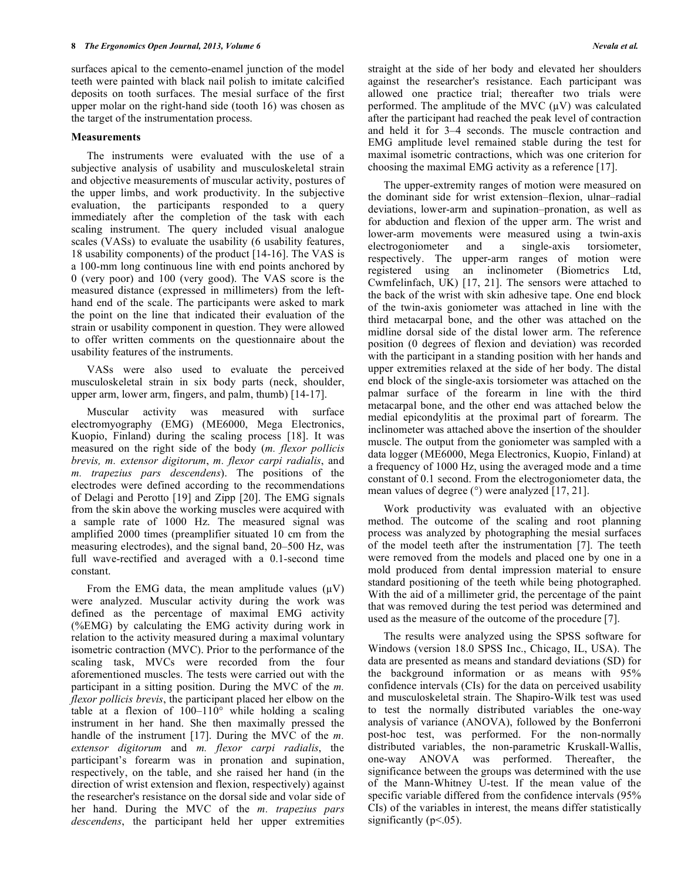surfaces apical to the cemento-enamel junction of the model teeth were painted with black nail polish to imitate calcified deposits on tooth surfaces. The mesial surface of the first upper molar on the right-hand side (tooth 16) was chosen as the target of the instrumentation process.

### Measurements

The instruments were evaluated with the use of a subjective analysis of usability and musculoskeletal strain and objective measurements of muscular activity, postures of the upper limbs, and work productivity. In the subjective evaluation, the participants responded to a query immediately after the completion of the task with each scaling instrument. The query included visual analogue scales (VASs) to evaluate the usability (6 usability features, 18 usability components) of the product [14-16]. The VAS is a 100-mm long continuous line with end points anchored by 0 (very poor) and 100 (very good). The VAS score is the measured distance (expressed in millimeters) from the left-hand end of the scale. The participants were asked to mark the point on the line that indicated their evaluation of the strain or usability component in question. They were allowed to offer written comments on the questionnaire about the usability features of the instruments.

VASs were also used to evaluate the perceived musculoskeletal strain in six body parts (neck, shoulder, upper arm, lower arm, fingers, and palm, thumb) [14-17].

Muscular activity was measured with surface electromyography (EMG) (ME6000, Mega Electronics, Kuopio, Finland) during the scaling process [18]. It was measured on the right side of the body (*m. flexor pollicis brevis, m. extensor digitorum*, *m. flexor carpi radialis*, and *m. trapezius pars descendens*). The positions of the electrodes were defined according to the recommendations of Delagi and Perotto [19] and Zipp [20]. The EMG signals from the skin above the working muscles were acquired with a sample rate of 1000 Hz. The measured signal was amplified 2000 times (preamplifier situated 10 cm from the measuring electrodes), and the signal band, 20–500 Hz, was full wave-rectified and averaged with a 0.1-second time constant.

From the EMG data, the mean amplitude values (μV) were analyzed. Muscular activity during the work was defined as the percentage of maximal EMG activity (%EMG) by calculating the EMG activity during work in relation to the activity measured during a maximal voluntary isometric contraction (MVC). Prior to the performance of the scaling task, MVCs were recorded from the four aforementioned muscles. The tests were carried out with the participant in a sitting position. During the MVC of the *m. flexor pollicis brevis*, the participant placed her elbow on the table at a flexion of 100–110° while holding a scaling instrument in her hand. She then maximally pressed the handle of the instrument [17]. During the MVC of the *m. extensor digitorum* and *m. flexor carpi radialis*, the participant's forearm was in pronation and supination, respectively, on the table, and she raised her hand (in the direction of wrist extension and flexion, respectively) against the researcher's resistance on the dorsal side and volar side of her hand. During the MVC of the *m. trapezius pars descendens*, the participant held her upper extremities straight at the side of her body and elevated her shoulders against the researcher's resistance. Each participant was allowed one practice trial; thereafter two trials were performed. The amplitude of the MVC (μV) was calculated after the participant had reached the peak level of contraction and held it for 3–4 seconds. The muscle contraction and EMG amplitude level remained stable during the test for maximal isometric contractions, which was one criterion for choosing the maximal EMG activity as a reference [17].

The upper-extremity ranges of motion were measured on the dominant side for wrist extension–flexion, ulnar–radial deviations, lower-arm and supination–pronation, as well as for abduction and flexion of the upper arm. The wrist and lower-arm movements were measured using a twin-axis electrogoniometer and a single-axis torsiometer, respectively. The upper-arm ranges of motion were registered using an inclinometer (Biometrics Ltd, Cwmfelinfach, UK) [17, 21]. The sensors were attached to the back of the wrist with skin adhesive tape. One end block of the twin-axis goniometer was attached in line with the third metacarpal bone, and the other was attached on the midline dorsal side of the distal lower arm. The reference position (0 degrees of flexion and deviation) was recorded with the participant in a standing position with her hands and upper extremities relaxed at the side of her body. The distal end block of the single-axis torsiometer was attached on the palmar surface of the forearm in line with the third metacarpal bone, and the other end was attached below the medial epicondylitis at the proximal part of forearm. The inclinometer was attached above the insertion of the shoulder muscle. The output from the goniometer was sampled with a data logger (ME6000, Mega Electronics, Kuopio, Finland) at a frequency of 1000 Hz, using the averaged mode and a time constant of 0.1 second. From the electrogoniometer data, the mean values of degree (°) were analyzed [17, 21].

Work productivity was evaluated with an objective method. The outcome of the scaling and root planning process was analyzed by photographing the mesial surfaces of the model teeth after the instrumentation [7]. The teeth were removed from the models and placed one by one in a mold produced from dental impression material to ensure standard positioning of the teeth while being photographed. With the aid of a millimeter grid, the percentage of the paint that was removed during the test period was determined and used as the measure of the outcome of the procedure [7].

The results were analyzed using the SPSS software for Windows (version 18.0 SPSS Inc., Chicago, IL, USA). The data are presented as means and standard deviations (SD) for the background information or as means with 95% confidence intervals (CIs) for the data on perceived usability and musculoskeletal strain. The Shapiro-Wilk test was used to test the normally distributed variables the one-way analysis of variance (ANOVA), followed by the Bonferroni post-hoc test, was performed. For the non-normally distributed variables, the non-parametric Kruskall-Wallis, one-way ANOVA was performed. Thereafter, the significance between the groups was determined with the use of the Mann-Whitney U-test. If the mean value of the specific variable differed from the confidence intervals (95% CIs) of the variables in interest, the means differ statistically significantly ($p<.05$).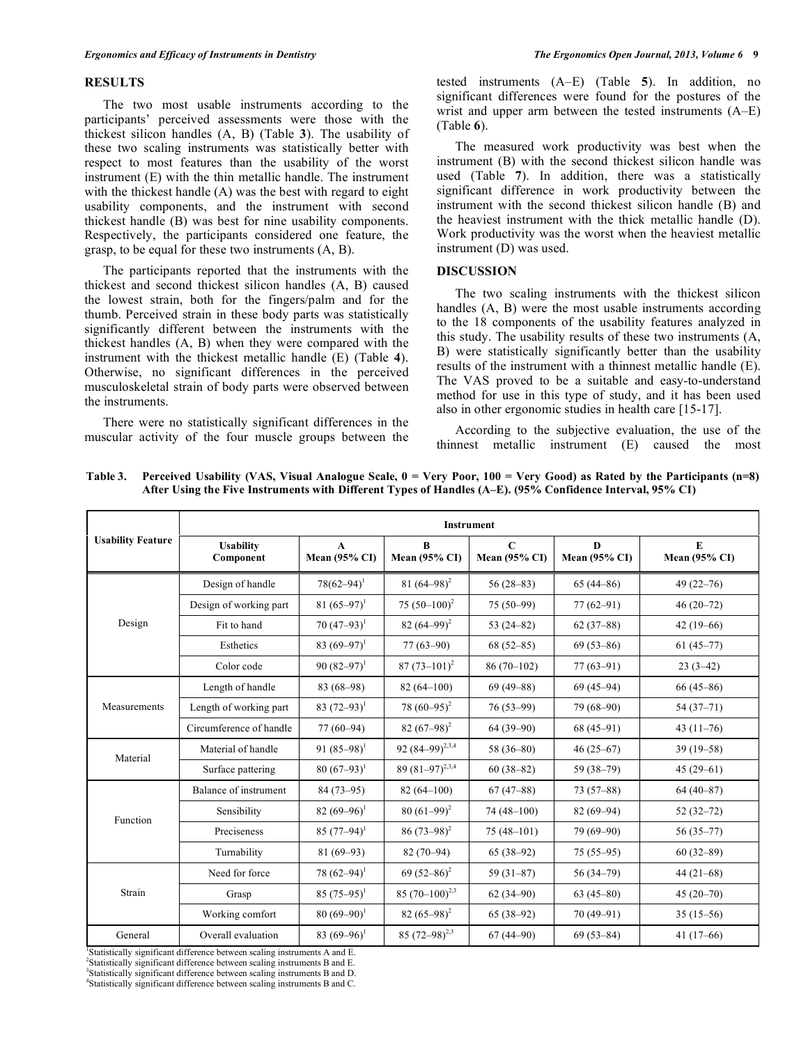## RESULTS

The two most usable instruments according to the participants' perceived assessments were those with the thickest silicon handles (A, B) (Table **3**). The usability of these two scaling instruments was statistically better with respect to most features than the usability of the worst instrument (E) with the thin metallic handle. The instrument with the thickest handle (A) was the best with regard to eight usability components, and the instrument with second thickest handle (B) was best for nine usability components. Respectively, the participants considered one feature, the grasp, to be equal for these two instruments (A, B).

The participants reported that the instruments with the thickest and second thickest silicon handles (A, B) caused the lowest strain, both for the fingers/palm and for the thumb. Perceived strain in these body parts was statistically significantly different between the instruments with the thickest handles (A, B) when they were compared with the instrument with the thickest metallic handle (E) (Table **4**). Otherwise, no significant differences in the perceived musculoskeletal strain of body parts were observed between the instruments.

There were no statistically significant differences in the muscular activity of the four muscle groups between the tested instruments (A–E) (Table **5**). In addition, no significant differences were found for the postures of the wrist and upper arm between the tested instruments (A–E) (Table **6**).

The measured work productivity was best when the instrument (B) with the second thickest silicon handle was used (Table **7**). In addition, there was a statistically significant difference in work productivity between the instrument with the second thickest silicon handle (B) and the heaviest instrument with the thick metallic handle (D). Work productivity was the worst when the heaviest metallic instrument (D) was used.

## DISCUSSION

The two scaling instruments with the thickest silicon handles (A, B) were the most usable instruments according to the 18 components of the usability features analyzed in this study. The usability results of these two instruments (A, B) were statistically significantly better than the usability results of the instrument with a thinnest metallic handle (E). The VAS proved to be a suitable and easy-to-understand method for use in this type of study, and it has been used also in other ergonomic studies in health care [15-17].

According to the subjective evaluation, the use of the thinnest metallic instrument (E) caused the most

**Table 3. Perceived Usability (VAS, Visual Analogue Scale, 0 = Very Poor, 100 = Very Good) as Rated by the Participants (n=8) After Using the Five Instruments with Different Types of Handles (A–E). (95% Confidence Interval, 95% CI)**

| Usability Feature | Instrument | | | | | |
|---|---|---|---|---|---|---|
| | Usability Component | A Mean (95% CI) | B Mean (95% CI) | C Mean (95% CI) | D Mean (95% CI) | E Mean (95% CI) |
| Design | Design of handle | 78(62–94)[1] | 81 (64–98)[2] | 56 (28–83) | 65 (44–86) | 49 (22–76) |
| | Design of working part | 81 (65–97)[1] | 75 (50–100)[2] | 75 (50–99) | 77 (62–91) | 46 (20–72) |
| | Fit to hand | 70 (47–93)[1] | 82 (64–99)[2] | 53 (24–82) | 62 (37–88) | 42 (19–66) |
| | Esthetics | 83 (69–97)[1] | 77 (63–90) | 68 (52–85) | 69 (53–86) | 61 (45–77) |
| | Color code | 90 (82–97)[1] | 87 (73–101)[2] | 86 (70–102) | 77 (63–91) | 23 (3–42) |
| Measurements | Length of handle | 83 (68–98) | 82 (64–100) | 69 (49–88) | 69 (45–94) | 66 (45–86) |
| | Length of working part | 83 (72–93)[1] | 78 (60–95)[2] | 76 (53–99) | 79 (68–90) | 54 (37–71) |
| | Circumference of handle | 77 (60–94) | 82 (67–98)[2] | 64 (39–90) | 68 (45–91) | 43 (11–76) |
| Material | Material of handle | 91 (85–98)[1] | 92 (84–99)[2,3,4] | 58 (36–80) | 46 (25–67) | 39 (19–58) |
| | Surface pattering | 80 (67–93)[1] | 89 (81–97)[2,3,4] | 60 (38–82) | 59 (38–79) | 45 (29–61) |
| Function | Balance of instrument | 84 (73–95) | 82 (64–100) | 67 (47–88) | 73 (57–88) | 64 (40–87) |
| | Sensibility | 82 (69–96)[1] | 80 (61–99)[2] | 74 (48–100) | 82 (69–94) | 52 (32–72) |
| | Preciseness | 85 (77–94)[1] | 86 (73–98)[2] | 75 (48–101) | 79 (69–90) | 56 (35–77) |
| | Turnability | 81 (69–93) | 82 (70–94) | 65 (38–92) | 75 (55–95) | 60 (32–89) |
| Strain | Need for force | 78 (62–94)[1] | 69 (52–86)[2] | 59 (31–87) | 56 (34–79) | 44 (21–68) |
| | Grasp | 85 (75–95)[1] | 85 (70–100)[2,3] | 62 (34–90) | 63 (45–80) | 45 (20–70) |
| | Working comfort | 80 (69–90)[1] | 82 (65–98)[2] | 65 (38–92) | 70 (49–91) | 35 (15–56) |
| General | Overall evaluation | 83 (69–96)[1] | 85 (72–98)[2,3] | 67 (44–90) | 69 (53–84) | 41 (17–66) |

[1]Statistically significant difference between scaling instruments A and E.
[2]Statistically significant difference between scaling instruments B and E.
[3]Statistically significant difference between scaling instruments B and D.
[4]Statistically significant difference between scaling instruments B and C.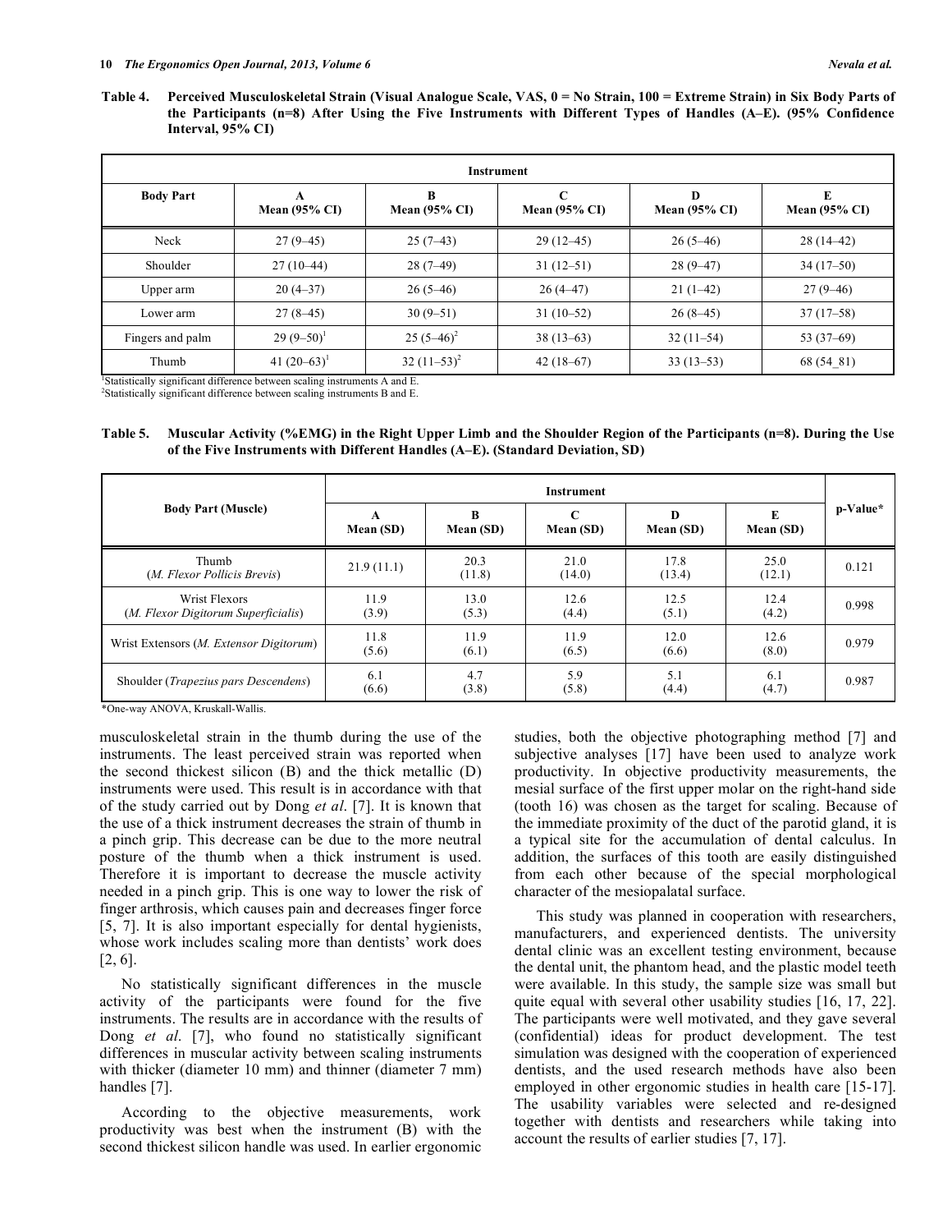**Table 4. Perceived Musculoskeletal Strain (Visual Analogue Scale, VAS, 0 = No Strain, 100 = Extreme Strain) in Six Body Parts of the Participants (n=8) After Using the Five Instruments with Different Types of Handles (A–E). (95% Confidence Interval, 95% CI)**

| Body Part | Instrument | | | | |
|---|---|---|---|---|---|
| | A Mean (95% CI) | B Mean (95% CI) | C Mean (95% CI) | D Mean (95% CI) | E Mean (95% CI) |
| Neck | 27 (9–45) | 25 (7–43) | 29 (12–45) | 26 (5–46) | 28 (14–42) |
| Shoulder | 27 (10–44) | 28 (7–49) | 31 (12–51) | 28 (9–47) | 34 (17–50) |
| Upper arm | 20 (4–37) | 26 (5–46) | 26 (4–47) | 21 (1–42) | 27 (9–46) |
| Lower arm | 27 (8–45) | 30 (9–51) | 31 (10–52) | 26 (8–45) | 37 (17–58) |
| Fingers and palm | 29 (9–50)[1] | 25 (5–46)[2] | 38 (13–63) | 32 (11–54) | 53 (37–69) |
| Thumb | 41 (20–63)[1] | 32 (11–53)[2] | 42 (18–67) | 33 (13–53) | 68 (54_81) |

[1]Statistically significant difference between scaling instruments A and E.
[2]Statistically significant difference between scaling instruments B and E.

**Table 5. Muscular Activity (%EMG) in the Right Upper Limb and the Shoulder Region of the Participants (n=8). During the Use of the Five Instruments with Different Handles (A–E). (Standard Deviation, SD)**

| Body Part (Muscle) | Instrument | | | | | p-Value* |
|---|---|---|---|---|---|---|
| | A Mean (SD) | B Mean (SD) | C Mean (SD) | D Mean (SD) | E Mean (SD) | |
| Thumb (*M. Flexor Pollicis Brevis*) | 21.9 (11.1) | 20.3 (11.8) | 21.0 (14.0) | 17.8 (13.4) | 25.0 (12.1) | 0.121 |
| Wrist Flexors (*M. Flexor Digitorum Superficialis*) | 11.9 (3.9) | 13.0 (5.3) | 12.6 (4.4) | 12.5 (5.1) | 12.4 (4.2) | 0.998 |
| Wrist Extensors (*M. Extensor Digitorum*) | 11.8 (5.6) | 11.9 (6.1) | 11.9 (6.5) | 12.0 (6.6) | 12.6 (8.0) | 0.979 |
| Shoulder (*Trapezius pars Descendens*) | 6.1 (6.6) | 4.7 (3.8) | 5.9 (5.8) | 5.1 (4.4) | 6.1 (4.7) | 0.987 |

*One-way ANOVA, Kruskall-Wallis.

musculoskeletal strain in the thumb during the use of the instruments. The least perceived strain was reported when the second thickest silicon (B) and the thick metallic (D) instruments were used. This result is in accordance with that of the study carried out by Dong *et al*. [7]. It is known that the use of a thick instrument decreases the strain of thumb in a pinch grip. This decrease can be due to the more neutral posture of the thumb when a thick instrument is used. Therefore it is important to decrease the muscle activity needed in a pinch grip. This is one way to lower the risk of finger arthrosis, which causes pain and decreases finger force [5, 7]. It is also important especially for dental hygienists, whose work includes scaling more than dentists' work does [2, 6].

No statistically significant differences in the muscle activity of the participants were found for the five instruments. The results are in accordance with the results of Dong *et al*. [7], who found no statistically significant differences in muscular activity between scaling instruments with thicker (diameter 10 mm) and thinner (diameter 7 mm) handles [7].

According to the objective measurements, work productivity was best when the instrument (B) with the second thickest silicon handle was used. In earlier ergonomic studies, both the objective photographing method [7] and subjective analyses [17] have been used to analyze work productivity. In objective productivity measurements, the mesial surface of the first upper molar on the right-hand side (tooth 16) was chosen as the target for scaling. Because of the immediate proximity of the duct of the parotid gland, it is a typical site for the accumulation of dental calculus. In addition, the surfaces of this tooth are easily distinguished from each other because of the special morphological character of the mesiopalatal surface.

This study was planned in cooperation with researchers, manufacturers, and experienced dentists. The university dental clinic was an excellent testing environment, because the dental unit, the phantom head, and the plastic model teeth were available. In this study, the sample size was small but quite equal with several other usability studies [16, 17, 22]. The participants were well motivated, and they gave several (confidential) ideas for product development. The test simulation was designed with the cooperation of experienced dentists, and the used research methods have also been employed in other ergonomic studies in health care [15-17]. The usability variables were selected and re-designed together with dentists and researchers while taking into account the results of earlier studies [7, 17].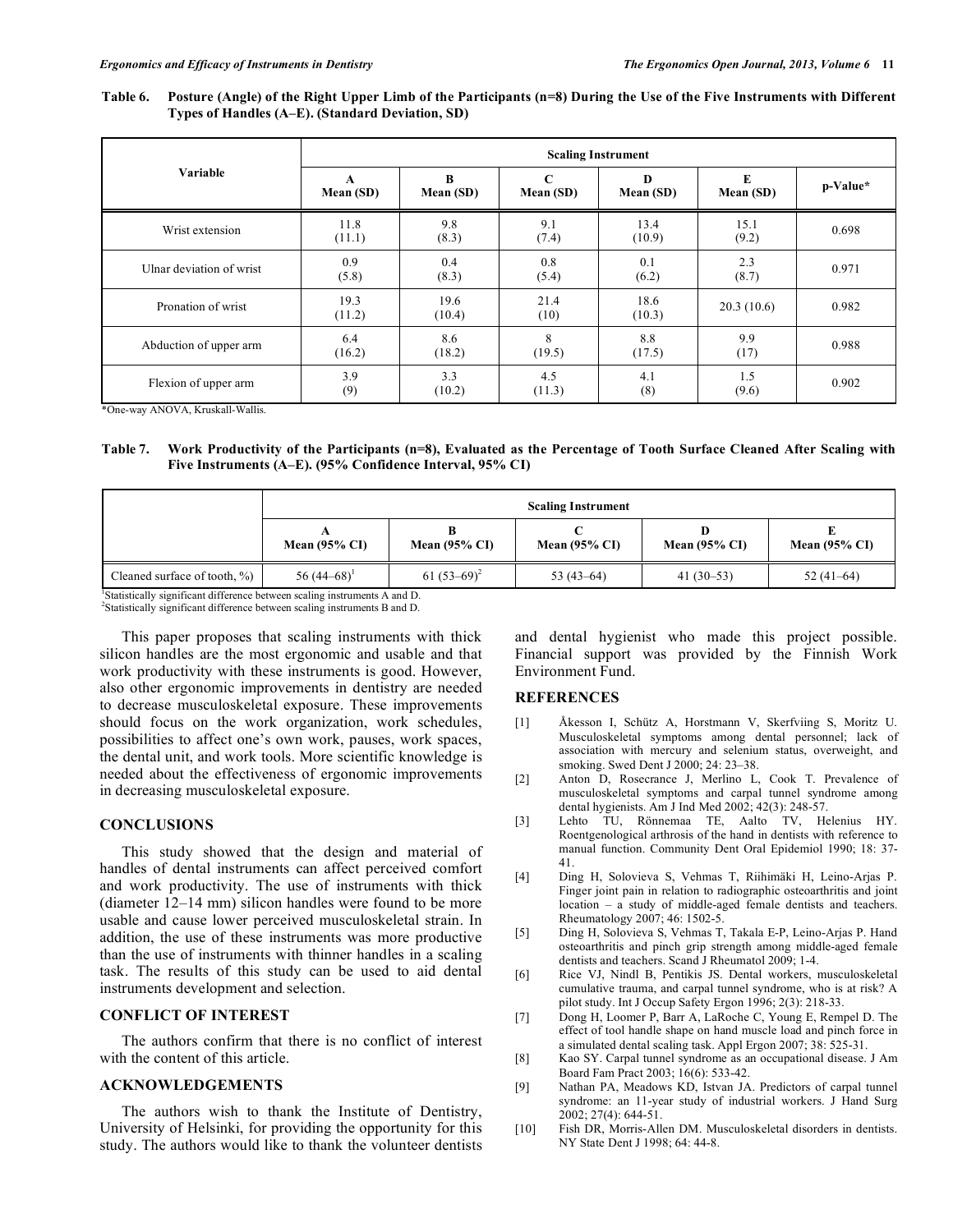**Table 6. Posture (Angle) of the Right Upper Limb of the Participants (n=8) During the Use of the Five Instruments with Different Types of Handles (A–E). (Standard Deviation, SD)**

| Variable | Scaling Instrument | | | | | |
|---|---|---|---|---|---|---|
| | A Mean (SD) | B Mean (SD) | C Mean (SD) | D Mean (SD) | E Mean (SD) | p-Value* |
| Wrist extension | 11.8 (11.1) | 9.8 (8.3) | 9.1 (7.4) | 13.4 (10.9) | 15.1 (9.2) | 0.698 |
| Ulnar deviation of wrist | 0.9 (5.8) | 0.4 (8.3) | 0.8 (5.4) | 0.1 (6.2) | 2.3 (8.7) | 0.971 |
| Pronation of wrist | 19.3 (11.2) | 19.6 (10.4) | 21.4 (10) | 18.6 (10.3) | 20.3 (10.6) | 0.982 |
| Abduction of upper arm | 6.4 (16.2) | 8.6 (18.2) | 8 (19.5) | 8.8 (17.5) | 9.9 (17) | 0.988 |
| Flexion of upper arm | 3.9 (9) | 3.3 (10.2) | 4.5 (11.3) | 4.1 (8) | 1.5 (9.6) | 0.902 |

*One-way ANOVA, Kruskall-Wallis.

**Table 7. Work Productivity of the Participants (n=8), Evaluated as the Percentage of Tooth Surface Cleaned After Scaling with Five Instruments (A–E). (95% Confidence Interval, 95% CI)**

| | Scaling Instrument | | | | |
|---|---|---|---|---|---|
| | A Mean (95% CI) | B Mean (95% CI) | C Mean (95% CI) | D Mean (95% CI) | E Mean (95% CI) |
| Cleaned surface of tooth, %) | 56 (44–68)[1] | 61 (53–69)[2] | 53 (43–64) | 41 (30–53) | 52 (41–64) |

[1]Statistically significant difference between scaling instruments A and D.
[2]Statistically significant difference between scaling instruments B and D.

This paper proposes that scaling instruments with thick silicon handles are the most ergonomic and usable and that work productivity with these instruments is good. However, also other ergonomic improvements in dentistry are needed to decrease musculoskeletal exposure. These improvements should focus on the work organization, work schedules, possibilities to affect one's own work, pauses, work spaces, the dental unit, and work tools. More scientific knowledge is needed about the effectiveness of ergonomic improvements in decreasing musculoskeletal exposure.

## CONCLUSIONS

This study showed that the design and material of handles of dental instruments can affect perceived comfort and work productivity. The use of instruments with thick (diameter 12–14 mm) silicon handles were found to be more usable and cause lower perceived musculoskeletal strain. In addition, the use of these instruments was more productive than the use of instruments with thinner handles in a scaling task. The results of this study can be used to aid dental instruments development and selection.

## CONFLICT OF INTEREST

The authors confirm that there is no conflict of interest with the content of this article.

## ACKNOWLEDGEMENTS

The authors wish to thank the Institute of Dentistry, University of Helsinki, for providing the opportunity for this study. The authors would like to thank the volunteer dentists and dental hygienist who made this project possible. Financial support was provided by the Finnish Work Environment Fund.

## REFERENCES

[1] Åkesson I, Schütz A, Horstmann V, Skerfviing S, Moritz U. Musculoskeletal symptoms among dental personnel; lack of association with mercury and selenium status, overweight, and smoking. Swed Dent J 2000; 24: 23–38.

[2] Anton D, Rosecrance J, Merlino L, Cook T. Prevalence of musculoskeletal symptoms and carpal tunnel syndrome among dental hygienists. Am J Ind Med 2002; 42(3): 248-57.

[3] Lehto TU, Rönnemaa TE, Aalto TV, Helenius HY. Roentgenological arthrosis of the hand in dentists with reference to manual function. Community Dent Oral Epidemiol 1990; 18: 37-41.

[4] Ding H, Solovieva S, Vehmas T, Riihimäki H, Leino-Arjas P. Finger joint pain in relation to radiographic osteoarthritis and joint location – a study of middle-aged female dentists and teachers. Rheumatology 2007; 46: 1502-5.

[5] Ding H, Solovieva S, Vehmas T, Takala E-P, Leino-Arjas P. Hand osteoarthritis and pinch grip strength among middle-aged female dentists and teachers. Scand J Rheumatol 2009; 1-4.

[6] Rice VJ, Nindl B, Pentikis JS. Dental workers, musculoskeletal cumulative trauma, and carpal tunnel syndrome, who is at risk? A pilot study. Int J Occup Safety Ergon 1996; 2(3): 218-33.

[7] Dong H, Loomer P, Barr A, LaRoche C, Young E, Rempel D. The effect of tool handle shape on hand muscle load and pinch force in a simulated dental scaling task. Appl Ergon 2007; 38: 525-31.

[8] Kao SY. Carpal tunnel syndrome as an occupational disease. J Am Board Fam Pract 2003; 16(6): 533-42.

[9] Nathan PA, Meadows KD, Istvan JA. Predictors of carpal tunnel syndrome: an 11-year study of industrial workers. J Hand Surg 2002; 27(4): 644-51.

[10] Fish DR, Morris-Allen DM. Musculoskeletal disorders in dentists. NY State Dent J 1998; 64: 44-8.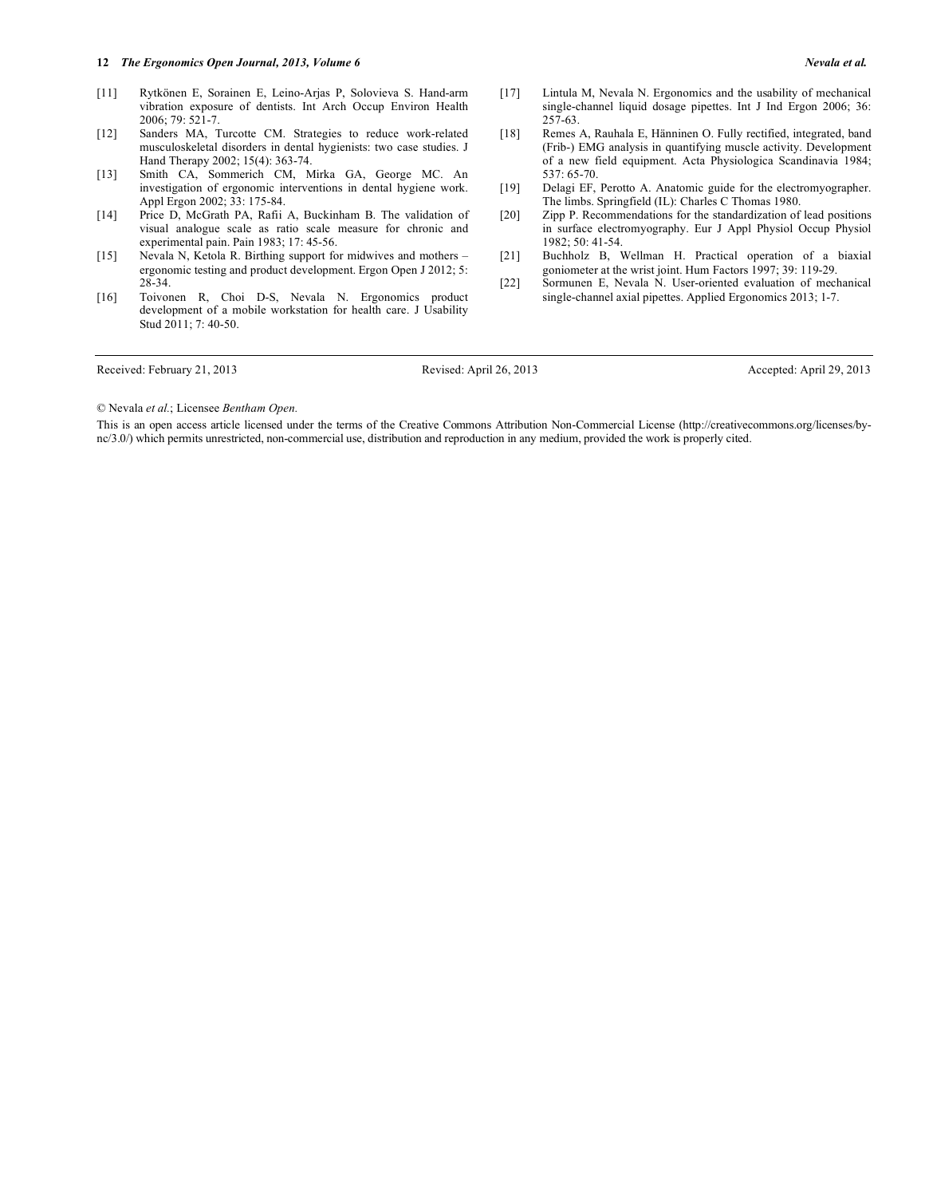[11] Rytkönen E, Sorainen E, Leino-Arjas P, Solovieva S. Hand-arm vibration exposure of dentists. Int Arch Occup Environ Health 2006; 79: 521-7.

[12] Sanders MA, Turcotte CM. Strategies to reduce work-related musculoskeletal disorders in dental hygienists: two case studies. J Hand Therapy 2002; 15(4): 363-74.

[13] Smith CA, Sommerich CM, Mirka GA, George MC. An investigation of ergonomic interventions in dental hygiene work. Appl Ergon 2002; 33: 175-84.

[14] Price D, McGrath PA, Rafii A, Buckinham B. The validation of visual analogue scale as ratio scale measure for chronic and experimental pain. Pain 1983; 17: 45-56.

[15] Nevala N, Ketola R. Birthing support for midwives and mothers – ergonomic testing and product development. Ergon Open J 2012; 5: 28-34.

[16] Toivonen R, Choi D-S, Nevala N. Ergonomics product development of a mobile workstation for health care. J Usability Stud 2011; 7: 40-50.

[17] Lintula M, Nevala N. Ergonomics and the usability of mechanical single-channel liquid dosage pipettes. Int J Ind Ergon 2006; 36: 257-63.

[18] Remes A, Rauhala E, Hänninen O. Fully rectified, integrated, band (Frib-) EMG analysis in quantifying muscle activity. Development of a new field equipment. Acta Physiologica Scandinavia 1984; 537: 65-70.

[19] Delagi EF, Perotto A. Anatomic guide for the electromyographer. The limbs. Springfield (IL): Charles C Thomas 1980.

[20] Zipp P. Recommendations for the standardization of lead positions in surface electromyography. Eur J Appl Physiol Occup Physiol 1982; 50: 41-54.

[21] Buchholz B, Wellman H. Practical operation of a biaxial goniometer at the wrist joint. Hum Factors 1997; 39: 119-29.

[22] Sormunen E, Nevala N. User-oriented evaluation of mechanical single-channel axial pipettes. Applied Ergonomics 2013; 1-7.

---

Received: February 21, 2013 Revised: April 26, 2013 Accepted: April 29, 2013

© Nevala *et al.*; Licensee *Bentham Open.*

This is an open access article licensed under the terms of the Creative Commons Attribution Non-Commercial License (http://creativecommons.org/licenses/by-nc/3.0/) which permits unrestricted, non-commercial use, distribution and reproduction in any medium, provided the work is properly cited.